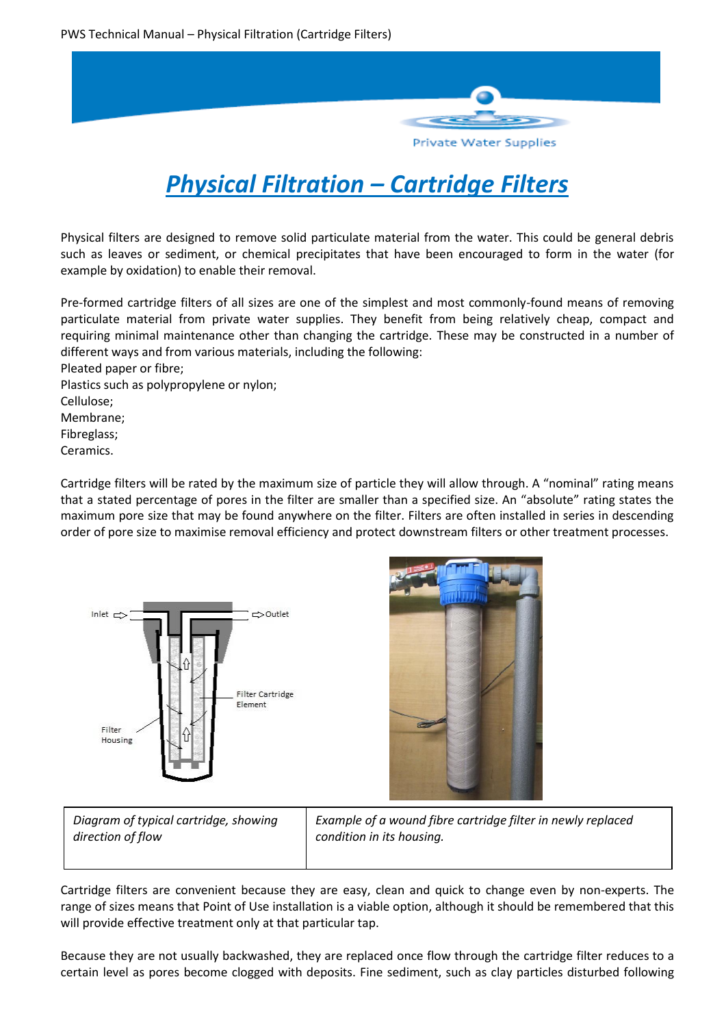# Physical Filtration – Cartridge Filters

Physical filters are designed to remove solid particulate material from the water. This could be general debris such as leaves or sediment, or chemical precipitates that have been encouraged to form in the water (for example by oxidation) to enable their removal.

Pre-formed cartridge filters of all sizes are one of the simplest and most commonly-found means of removing particulate material from private water supplies. They benefit from being relatively cheap, compact and requiring minimal maintenance other than changing the cartridge. These may be constructed in a number of different ways and from various materials, including the following:

- Pleated paper or fibre;
- Plastics such as polypropylene or nylon;
- Cellulose;
- Membrane;
- Fibreglass;
- Ceramics.

Cartridge filters will be rated by the maximum size of particle they will allow through. A "nominal" rating means that a stated percentage of pores in the filter are smaller than a specified size. An "absolute" rating states the maximum pore size that may be found anywhere on the filter. Filters are often installed in series in descending order of pore size to maximise removal efficiency and protect downstream filters or other treatment processes.

| *Diagram of typical cartridge, showing direction of flow* | *Example of a wound fibre cartridge filter in newly replaced condition in its housing.* |
| --- | --- |

Cartridge filters are convenient because they are easy, clean and quick to change even by non-experts. The range of sizes means that Point of Use installation is a viable option, although it should be remembered that this will provide effective treatment only at that particular tap.

Because they are not usually backwashed, they are replaced once flow through the cartridge filter reduces to a certain level as pores become clogged with deposits. Fine sediment, such as clay particles disturbed following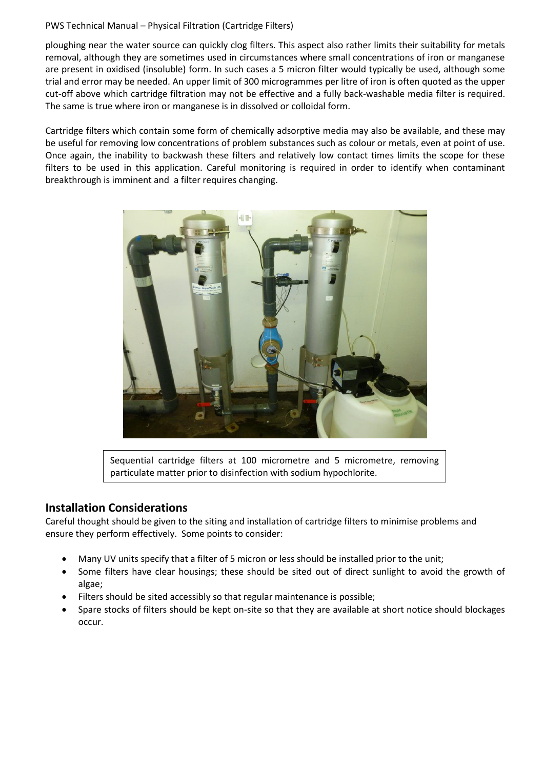ploughing near the water source can quickly clog filters. This aspect also rather limits their suitability for metals removal, although they are sometimes used in circumstances where small concentrations of iron or manganese are present in oxidised (insoluble) form. In such cases a 5 micron filter would typically be used, although some trial and error may be needed. An upper limit of 300 microgrammes per litre of iron is often quoted as the upper cut-off above which cartridge filtration may not be effective and a fully back-washable media filter is required. The same is true where iron or manganese is in dissolved or colloidal form.

Cartridge filters which contain some form of chemically adsorptive media may also be available, and these may be useful for removing low concentrations of problem substances such as colour or metals, even at point of use. Once again, the inability to backwash these filters and relatively low contact times limits the scope for these filters to be used in this application. Careful monitoring is required in order to identify when contaminant breakthrough is imminent and a filter requires changing.

Sequential cartridge filters at 100 micrometre and 5 micrometre, removing particulate matter prior to disinfection with sodium hypochlorite.

## Installation Considerations

Careful thought should be given to the siting and installation of cartridge filters to minimise problems and ensure they perform effectively. Some points to consider:

- Many UV units specify that a filter of 5 micron or less should be installed prior to the unit;
- Some filters have clear housings; these should be sited out of direct sunlight to avoid the growth of algae;
- Filters should be sited accessibly so that regular maintenance is possible;
- Spare stocks of filters should be kept on-site so that they are available at short notice should blockages occur.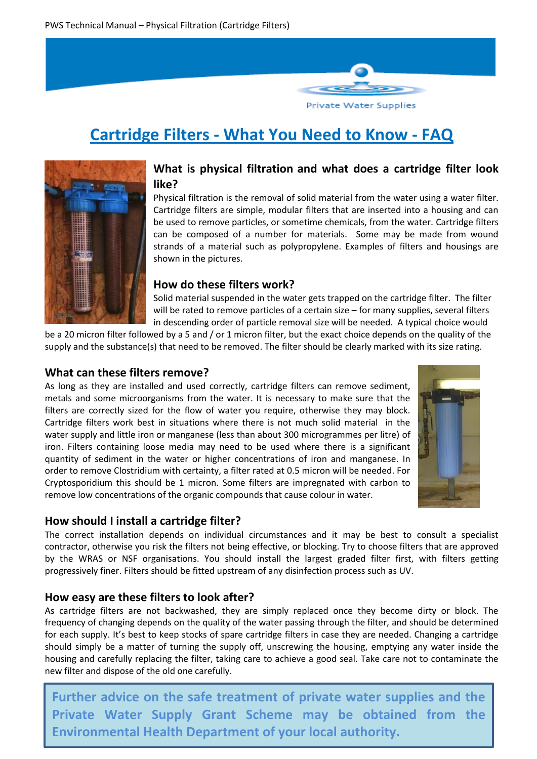# Cartridge Filters - What You Need to Know - FAQ

## What is physical filtration and what does a cartridge filter look like?

Physical filtration is the removal of solid material from the water using a water filter. Cartridge filters are simple, modular filters that are inserted into a housing and can be used to remove particles, or sometime chemicals, from the water. Cartridge filters can be composed of a number for materials. Some may be made from wound strands of a material such as polypropylene. Examples of filters and housings are shown in the pictures.

## How do these filters work?

Solid material suspended in the water gets trapped on the cartridge filter. The filter will be rated to remove particles of a certain size – for many supplies, several filters in descending order of particle removal size will be needed. A typical choice would be a 20 micron filter followed by a 5 and / or 1 micron filter, but the exact choice depends on the quality of the supply and the substance(s) that need to be removed. The filter should be clearly marked with its size rating.

## What can these filters remove?

As long as they are installed and used correctly, cartridge filters can remove sediment, metals and some microorganisms from the water. It is necessary to make sure that the filters are correctly sized for the flow of water you require, otherwise they may block. Cartridge filters work best in situations where there is not much solid material in the water supply and little iron or manganese (less than about 300 microgrammes per litre) of iron. Filters containing loose media may need to be used where there is a significant quantity of sediment in the water or higher concentrations of iron and manganese. In order to remove Clostridium with certainty, a filter rated at 0.5 micron will be needed. For Cryptosporidium this should be 1 micron. Some filters are impregnated with carbon to remove low concentrations of the organic compounds that cause colour in water.

## How should I install a cartridge filter?

The correct installation depends on individual circumstances and it may be best to consult a specialist contractor, otherwise you risk the filters not being effective, or blocking. Try to choose filters that are approved by the WRAS or NSF organisations. You should install the largest graded filter first, with filters getting progressively finer. Filters should be fitted upstream of any disinfection process such as UV.

## How easy are these filters to look after?

As cartridge filters are not backwashed, they are simply replaced once they become dirty or block. The frequency of changing depends on the quality of the water passing through the filter, and should be determined for each supply. It's best to keep stocks of spare cartridge filters in case they are needed. Changing a cartridge should simply be a matter of turning the supply off, unscrewing the housing, emptying any water inside the housing and carefully replacing the filter, taking care to achieve a good seal. Take care not to contaminate the new filter and dispose of the old one carefully.

**Further advice on the safe treatment of private water supplies and the Private Water Supply Grant Scheme may be obtained from the Environmental Health Department of your local authority.**